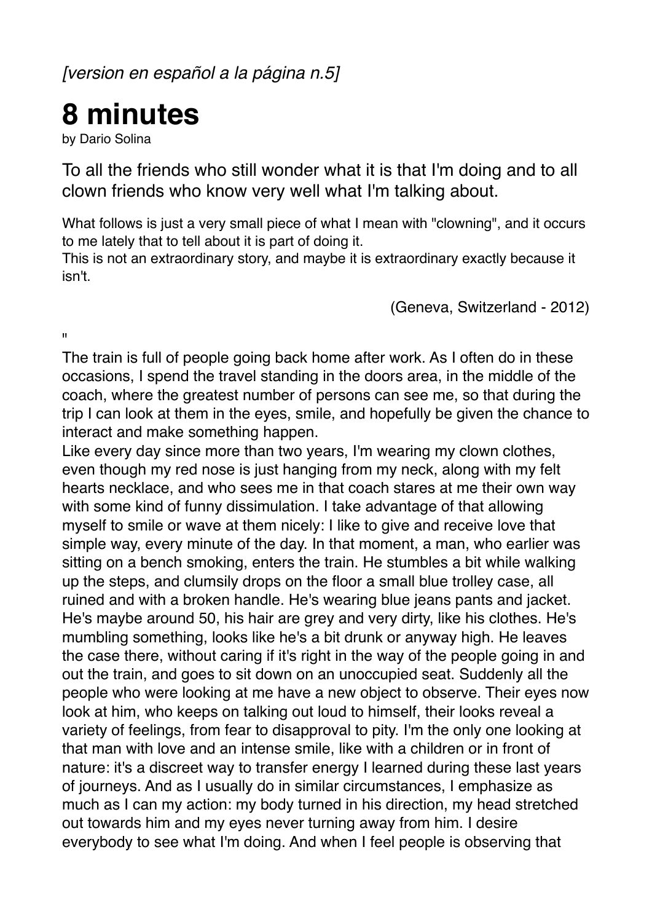*[version en español a la página n.5]*

# 8 minutes

by Dario Solina

To all the friends who still wonder what it is that I'm doing and to all clown friends who know very well what I'm talking about.

What follows is just a very small piece of what I mean with "clowning", and it occurs to me lately that to tell about it is part of doing it.
This is not an extraordinary story, and maybe it is extraordinary exactly because it isn't.

(Geneva, Switzerland - 2012)

"

The train is full of people going back home after work. As I often do in these occasions, I spend the travel standing in the doors area, in the middle of the coach, where the greatest number of persons can see me, so that during the trip I can look at them in the eyes, smile, and hopefully be given the chance to interact and make something happen.
Like every day since more than two years, I'm wearing my clown clothes, even though my red nose is just hanging from my neck, along with my felt hearts necklace, and who sees me in that coach stares at me their own way with some kind of funny dissimulation. I take advantage of that allowing myself to smile or wave at them nicely: I like to give and receive love that simple way, every minute of the day. In that moment, a man, who earlier was sitting on a bench smoking, enters the train. He stumbles a bit while walking up the steps, and clumsily drops on the floor a small blue trolley case, all ruined and with a broken handle. He's wearing blue jeans pants and jacket. He's maybe around 50, his hair are grey and very dirty, like his clothes. He's mumbling something, looks like he's a bit drunk or anyway high. He leaves the case there, without caring if it's right in the way of the people going in and out the train, and goes to sit down on an unoccupied seat. Suddenly all the people who were looking at me have a new object to observe. Their eyes now look at him, who keeps on talking out loud to himself, their looks reveal a variety of feelings, from fear to disapproval to pity. I'm the only one looking at that man with love and an intense smile, like with a children or in front of nature: it's a discreet way to transfer energy I learned during these last years of journeys. And as I usually do in similar circumstances, I emphasize as much as I can my action: my body turned in his direction, my head stretched out towards him and my eyes never turning away from him. I desire everybody to see what I'm doing. And when I feel people is observing that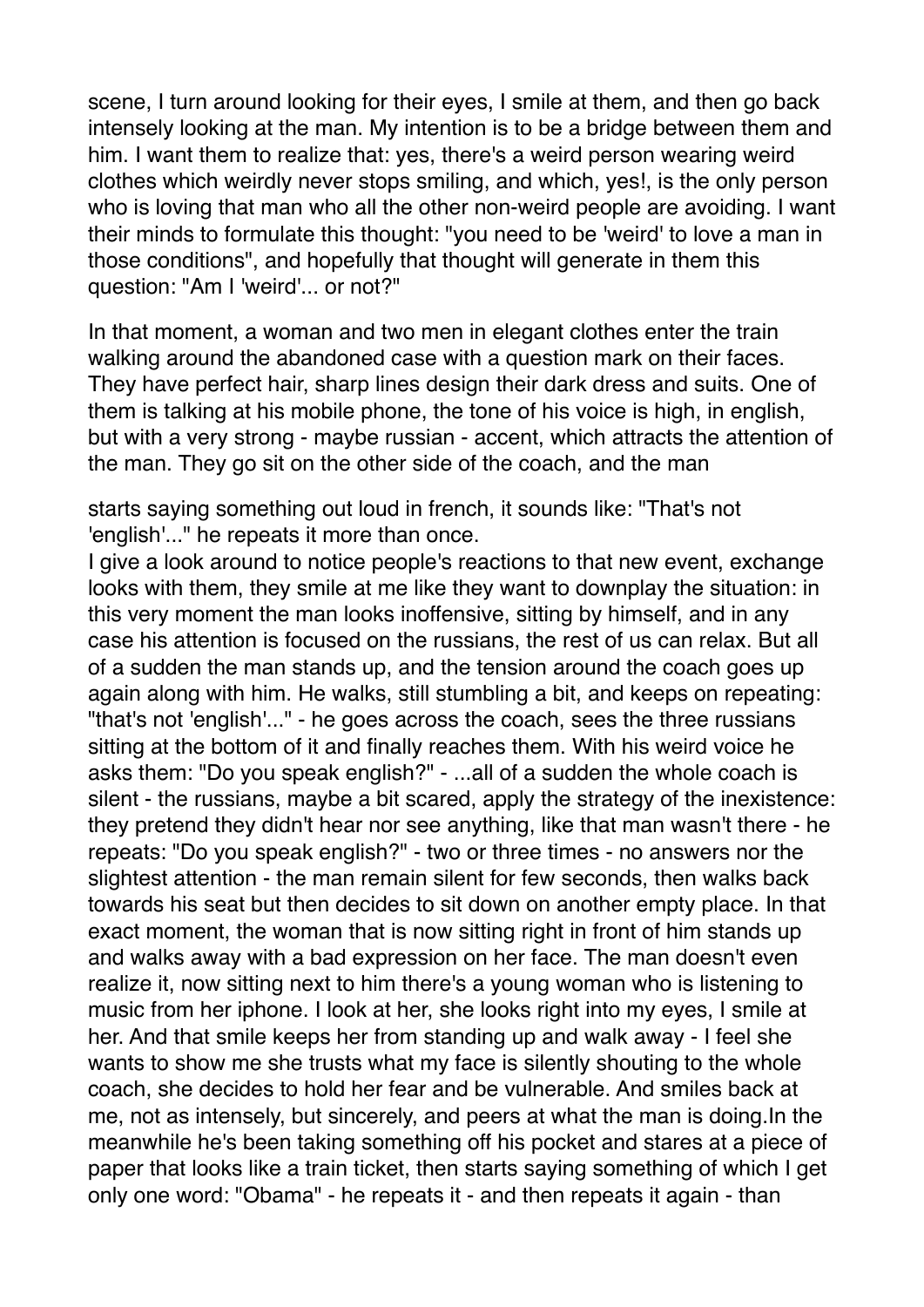scene, I turn around looking for their eyes, I smile at them, and then go back intensely looking at the man. My intention is to be a bridge between them and him. I want them to realize that: yes, there's a weird person wearing weird clothes which weirdly never stops smiling, and which, yes!, is the only person who is loving that man who all the other non-weird people are avoiding. I want their minds to formulate this thought: "you need to be 'weird' to love a man in those conditions", and hopefully that thought will generate in them this question: "Am I 'weird'... or not?"

In that moment, a woman and two men in elegant clothes enter the train walking around the abandoned case with a question mark on their faces. They have perfect hair, sharp lines design their dark dress and suits. One of them is talking at his mobile phone, the tone of his voice is high, in english, but with a very strong - maybe russian - accent, which attracts the attention of the man. They go sit on the other side of the coach, and the man

starts saying something out loud in french, it sounds like: "That's not 'english'..." he repeats it more than once.
I give a look around to notice people's reactions to that new event, exchange looks with them, they smile at me like they want to downplay the situation: in this very moment the man looks inoffensive, sitting by himself, and in any case his attention is focused on the russians, the rest of us can relax. But all of a sudden the man stands up, and the tension around the coach goes up again along with him. He walks, still stumbling a bit, and keeps on repeating: "that's not 'english'..." - he goes across the coach, sees the three russians sitting at the bottom of it and finally reaches them. With his weird voice he asks them: "Do you speak english?" - ...all of a sudden the whole coach is silent - the russians, maybe a bit scared, apply the strategy of the inexistence: they pretend they didn't hear nor see anything, like that man wasn't there - he repeats: "Do you speak english?" - two or three times - no answers nor the slightest attention - the man remain silent for few seconds, then walks back towards his seat but then decides to sit down on another empty place. In that exact moment, the woman that is now sitting right in front of him stands up and walks away with a bad expression on her face. The man doesn't even realize it, now sitting next to him there's a young woman who is listening to music from her iphone. I look at her, she looks right into my eyes, I smile at her. And that smile keeps her from standing up and walk away - I feel she wants to show me she trusts what my face is silently shouting to the whole coach, she decides to hold her fear and be vulnerable. And smiles back at me, not as intensely, but sincerely, and peers at what the man is doing.In the meanwhile he's been taking something off his pocket and stares at a piece of paper that looks like a train ticket, then starts saying something of which I get only one word: "Obama" - he repeats it - and then repeats it again - than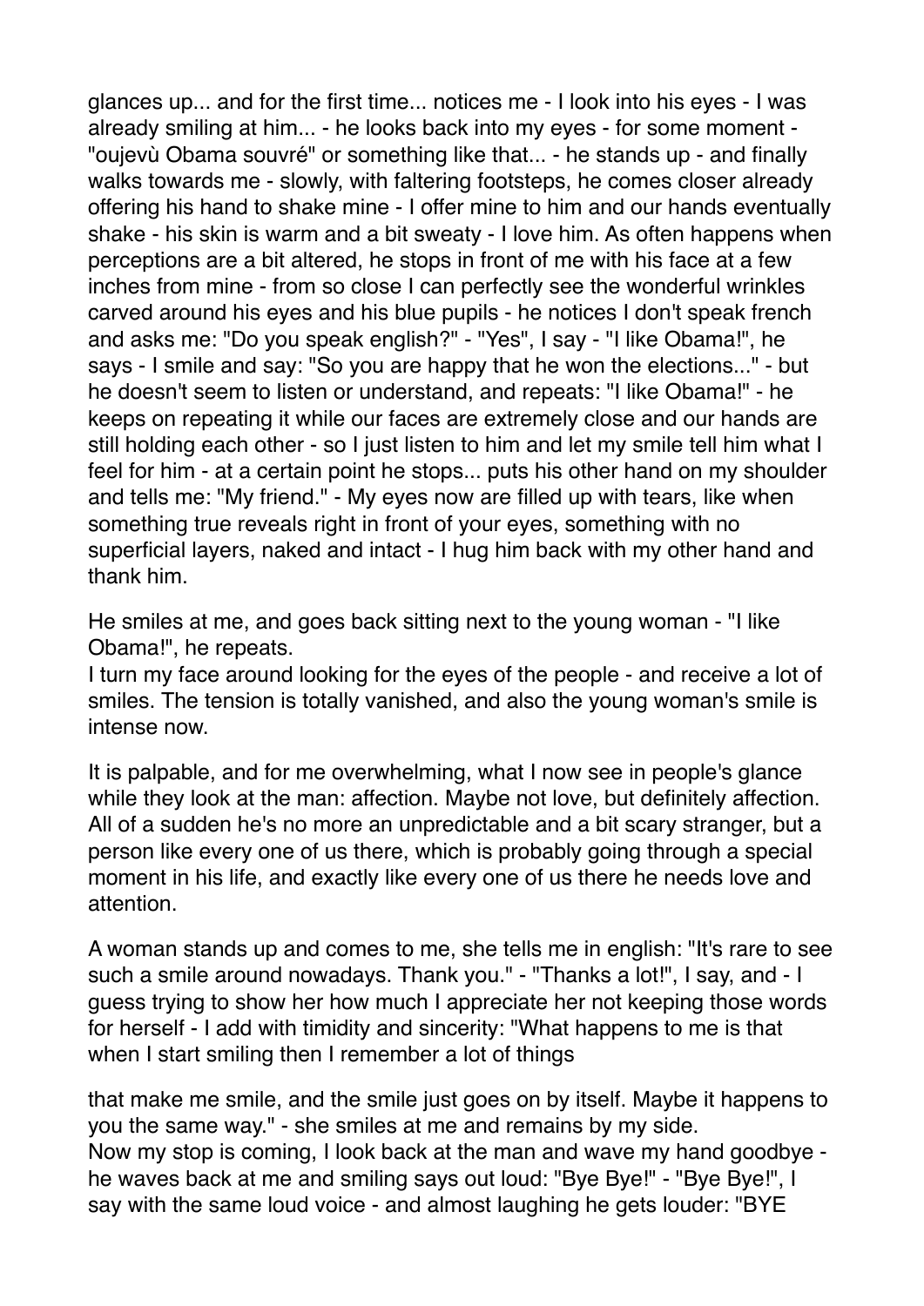glances up... and for the first time... notices me - I look into his eyes - I was already smiling at him... - he looks back into my eyes - for some moment - "oujevù Obama souvré" or something like that... - he stands up - and finally walks towards me - slowly, with faltering footsteps, he comes closer already offering his hand to shake mine - I offer mine to him and our hands eventually shake - his skin is warm and a bit sweaty - I love him. As often happens when perceptions are a bit altered, he stops in front of me with his face at a few inches from mine - from so close I can perfectly see the wonderful wrinkles carved around his eyes and his blue pupils - he notices I don't speak french and asks me: "Do you speak english?" - "Yes", I say - "I like Obama!", he says - I smile and say: "So you are happy that he won the elections..." - but he doesn't seem to listen or understand, and repeats: "I like Obama!" - he keeps on repeating it while our faces are extremely close and our hands are still holding each other - so I just listen to him and let my smile tell him what I feel for him - at a certain point he stops... puts his other hand on my shoulder and tells me: "My friend." - My eyes now are filled up with tears, like when something true reveals right in front of your eyes, something with no superficial layers, naked and intact - I hug him back with my other hand and thank him.

He smiles at me, and goes back sitting next to the young woman - "I like Obama!", he repeats.
I turn my face around looking for the eyes of the people - and receive a lot of smiles. The tension is totally vanished, and also the young woman's smile is intense now.

It is palpable, and for me overwhelming, what I now see in people's glance while they look at the man: affection. Maybe not love, but definitely affection. All of a sudden he's no more an unpredictable and a bit scary stranger, but a person like every one of us there, which is probably going through a special moment in his life, and exactly like every one of us there he needs love and attention.

A woman stands up and comes to me, she tells me in english: "It's rare to see such a smile around nowadays. Thank you." - "Thanks a lot!", I say, and - I guess trying to show her how much I appreciate her not keeping those words for herself - I add with timidity and sincerity: "What happens to me is that when I start smiling then I remember a lot of things that make me smile, and the smile just goes on by itself. Maybe it happens to you the same way." - she smiles at me and remains by my side.
Now my stop is coming, I look back at the man and wave my hand goodbye - he waves back at me and smiling says out loud: "Bye Bye!" - "Bye Bye!", I say with the same loud voice - and almost laughing he gets louder: "BYE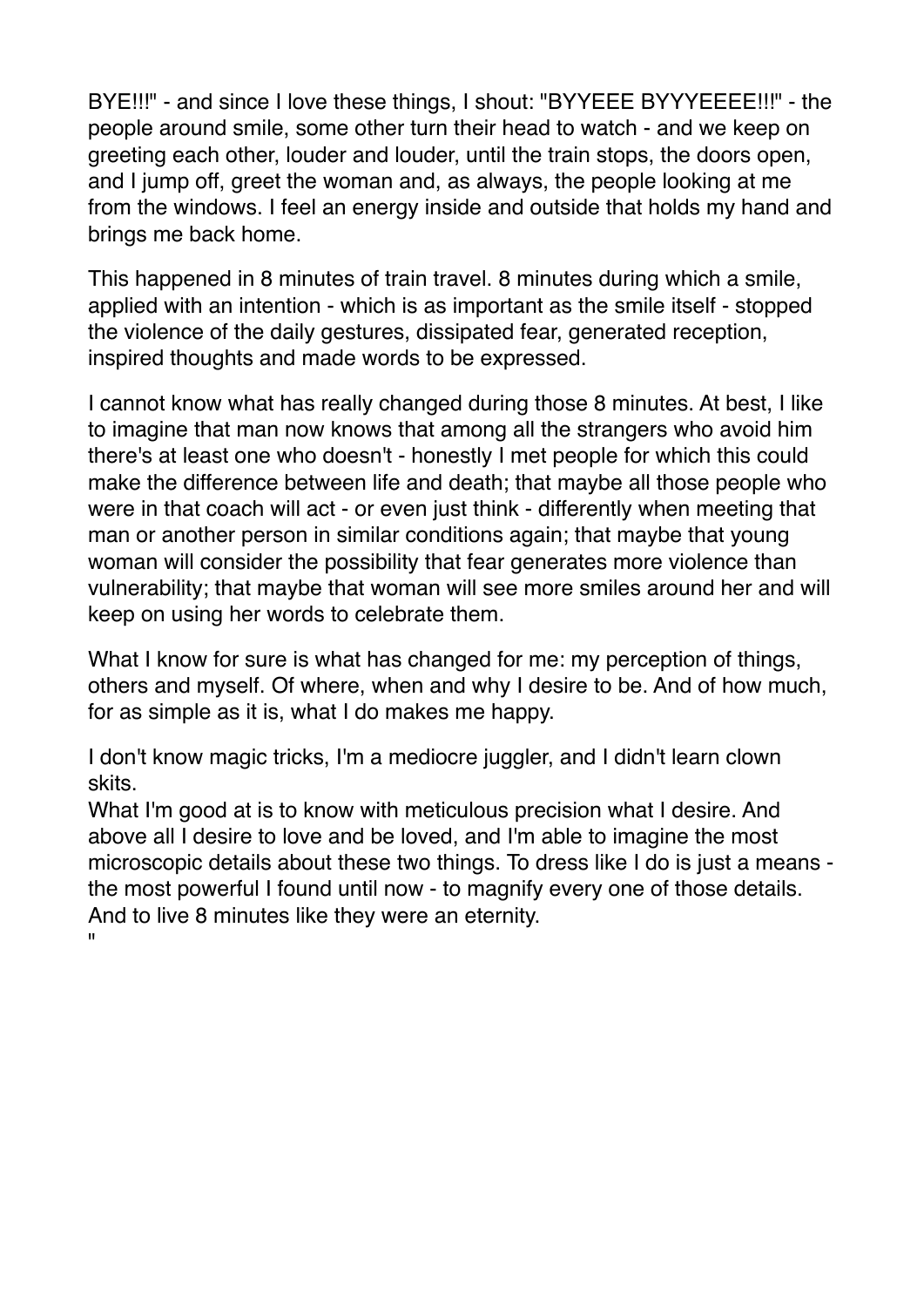BYE!!!" - and since I love these things, I shout: "BYYEEE BYYYEEEE!!!" - the people around smile, some other turn their head to watch - and we keep on greeting each other, louder and louder, until the train stops, the doors open, and I jump off, greet the woman and, as always, the people looking at me from the windows. I feel an energy inside and outside that holds my hand and brings me back home.

This happened in 8 minutes of train travel. 8 minutes during which a smile, applied with an intention - which is as important as the smile itself - stopped the violence of the daily gestures, dissipated fear, generated reception, inspired thoughts and made words to be expressed.

I cannot know what has really changed during those 8 minutes. At best, I like to imagine that man now knows that among all the strangers who avoid him there's at least one who doesn't - honestly I met people for which this could make the difference between life and death; that maybe all those people who were in that coach will act - or even just think - differently when meeting that man or another person in similar conditions again; that maybe that young woman will consider the possibility that fear generates more violence than vulnerability; that maybe that woman will see more smiles around her and will keep on using her words to celebrate them.

What I know for sure is what has changed for me: my perception of things, others and myself. Of where, when and why I desire to be. And of how much, for as simple as it is, what I do makes me happy.

I don't know magic tricks, I'm a mediocre juggler, and I didn't learn clown skits.
What I'm good at is to know with meticulous precision what I desire. And above all I desire to love and be loved, and I'm able to imagine the most microscopic details about these two things. To dress like I do is just a means - the most powerful I found until now - to magnify every one of those details. And to live 8 minutes like they were an eternity.
"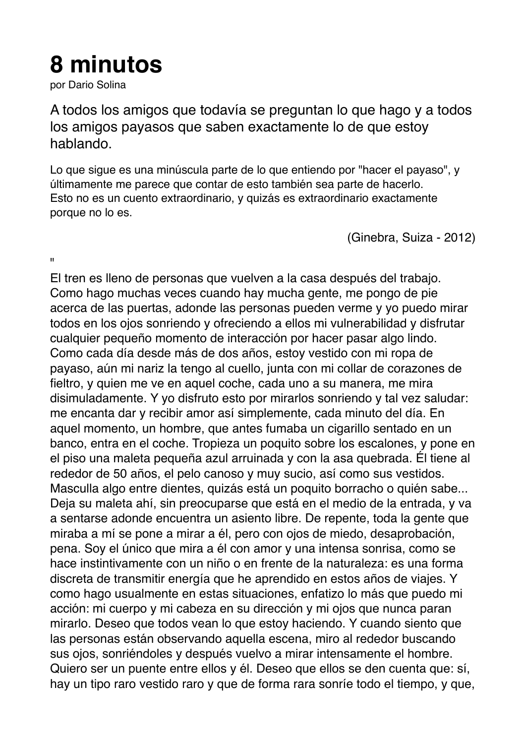# 8 minutos

por Dario Solina

A todos los amigos que todavía se preguntan lo que hago y a todos los amigos payasos que saben exactamente lo de que estoy hablando.

Lo que sigue es una minúscula parte de lo que entiendo por "hacer el payaso", y últimamente me parece que contar de esto también sea parte de hacerlo.
Esto no es un cuento extraordinario, y quizás es extraordinario exactamente porque no lo es.

(Ginebra, Suiza - 2012)

"
El tren es lleno de personas que vuelven a la casa después del trabajo. Como hago muchas veces cuando hay mucha gente, me pongo de pie acerca de las puertas, adonde las personas pueden verme y yo puedo mirar todos en los ojos sonriendo y ofreciendo a ellos mi vulnerabilidad y disfrutar cualquier pequeño momento de interacción por hacer pasar algo lindo. Como cada día desde más de dos años, estoy vestido con mi ropa de payaso, aún mi nariz la tengo al cuello, junta con mi collar de corazones de fieltro, y quien me ve en aquel coche, cada uno a su manera, me mira disimuladamente. Y yo disfruto esto por mirarlos sonriendo y tal vez saludar: me encanta dar y recibir amor así simplemente, cada minuto del día. En aquel momento, un hombre, que antes fumaba un cigarillo sentado en un banco, entra en el coche. Tropieza un poquito sobre los escalones, y pone en el piso una maleta pequeña azul arruinada y con la asa quebrada. Él tiene al rededor de 50 años, el pelo canoso y muy sucio, así como sus vestidos. Masculla algo entre dientes, quizás está un poquito borracho o quién sabe... Deja su maleta ahí, sin preocuparse que está en el medio de la entrada, y va a sentarse adonde encuentra un asiento libre. De repente, toda la gente que miraba a mí se pone a mirar a él, pero con ojos de miedo, desaprobación, pena. Soy el único que mira a él con amor y una intensa sonrisa, como se hace instintivamente con un niño o en frente de la naturaleza: es una forma discreta de transmitir energía que he aprendido en estos años de viajes. Y como hago usualmente en estas situaciones, enfatizo lo más que puedo mi acción: mi cuerpo y mi cabeza en su dirección y mi ojos que nunca paran mirarlo. Deseo que todos vean lo que estoy haciendo. Y cuando siento que las personas están observando aquella escena, miro al rededor buscando sus ojos, sonriéndoles y después vuelvo a mirar intensamente el hombre. Quiero ser un puente entre ellos y él. Deseo que ellos se den cuenta que: sí, hay un tipo raro vestido raro y que de forma rara sonríe todo el tiempo, y que,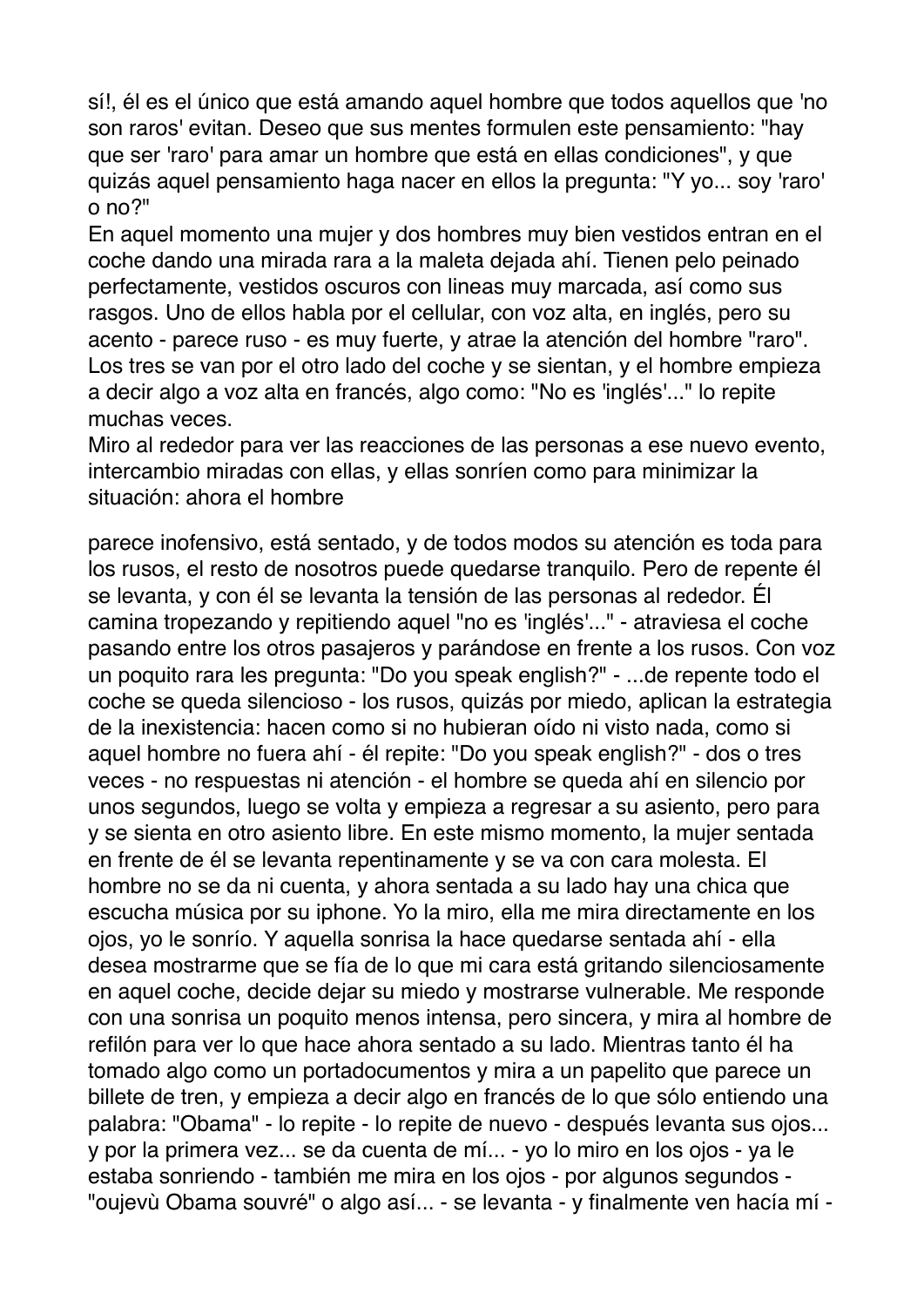sí!, él es el único que está amando aquel hombre que todos aquellos que 'no son raros' evitan. Deseo que sus mentes formulen este pensamiento: "hay que ser 'raro' para amar un hombre que está en ellas condiciones", y que quizás aquel pensamiento haga nacer en ellos la pregunta: "Y yo... soy 'raro' o no?"

En aquel momento una mujer y dos hombres muy bien vestidos entran en el coche dando una mirada rara a la maleta dejada ahí. Tienen pelo peinado perfectamente, vestidos oscuros con lineas muy marcada, así como sus rasgos. Uno de ellos habla por el cellular, con voz alta, en inglés, pero su acento - parece ruso - es muy fuerte, y atrae la atención del hombre "raro". Los tres se van por el otro lado del coche y se sientan, y el hombre empieza a decir algo a voz alta en francés, algo como: "No es 'inglés'..." lo repite muchas veces.

Miro al rededor para ver las reacciones de las personas a ese nuevo evento, intercambio miradas con ellas, y ellas sonríen como para minimizar la situación: ahora el hombre parece inofensivo, está sentado, y de todos modos su atención es toda para los rusos, el resto de nosotros puede quedarse tranquilo. Pero de repente él se levanta, y con él se levanta la tensión de las personas al rededor. Él camina tropezando y repitiendo aquel "no es 'inglés'..." - atraviesa el coche pasando entre los otros pasajeros y parándose en frente a los rusos. Con voz un poquito rara les pregunta: "Do you speak english?" - ...de repente todo el coche se queda silencioso - los rusos, quizás por miedo, aplican la estrategia de la inexistencia: hacen como si no hubieran oído ni visto nada, como si aquel hombre no fuera ahí - él repite: "Do you speak english?" - dos o tres veces - no respuestas ni atención - el hombre se queda ahí en silencio por unos segundos, luego se volta y empieza a regresar a su asiento, pero para y se sienta en otro asiento libre. En este mismo momento, la mujer sentada en frente de él se levanta repentinamente y se va con cara molesta. El hombre no se da ni cuenta, y ahora sentada a su lado hay una chica que escucha música por su iphone. Yo la miro, ella me mira directamente en los ojos, yo le sonrío. Y aquella sonrisa la hace quedarse sentada ahí - ella desea mostrarme que se fía de lo que mi cara está gritando silenciosamente en aquel coche, decide dejar su miedo y mostrarse vulnerable. Me responde con una sonrisa un poquito menos intensa, pero sincera, y mira al hombre de refilón para ver lo que hace ahora sentado a su lado. Mientras tanto él ha tomado algo como un portadocumentos y mira a un papelito que parece un billete de tren, y empieza a decir algo en francés de lo que sólo entiendo una palabra: "Obama" - lo repite - lo repite de nuevo - después levanta sus ojos... y por la primera vez... se da cuenta de mí... - yo lo miro en los ojos - ya le estaba sonriendo - también me mira en los ojos - por algunos segundos - "oujevù Obama souvré" o algo así... - se levanta - y finalmente ven hacía mí -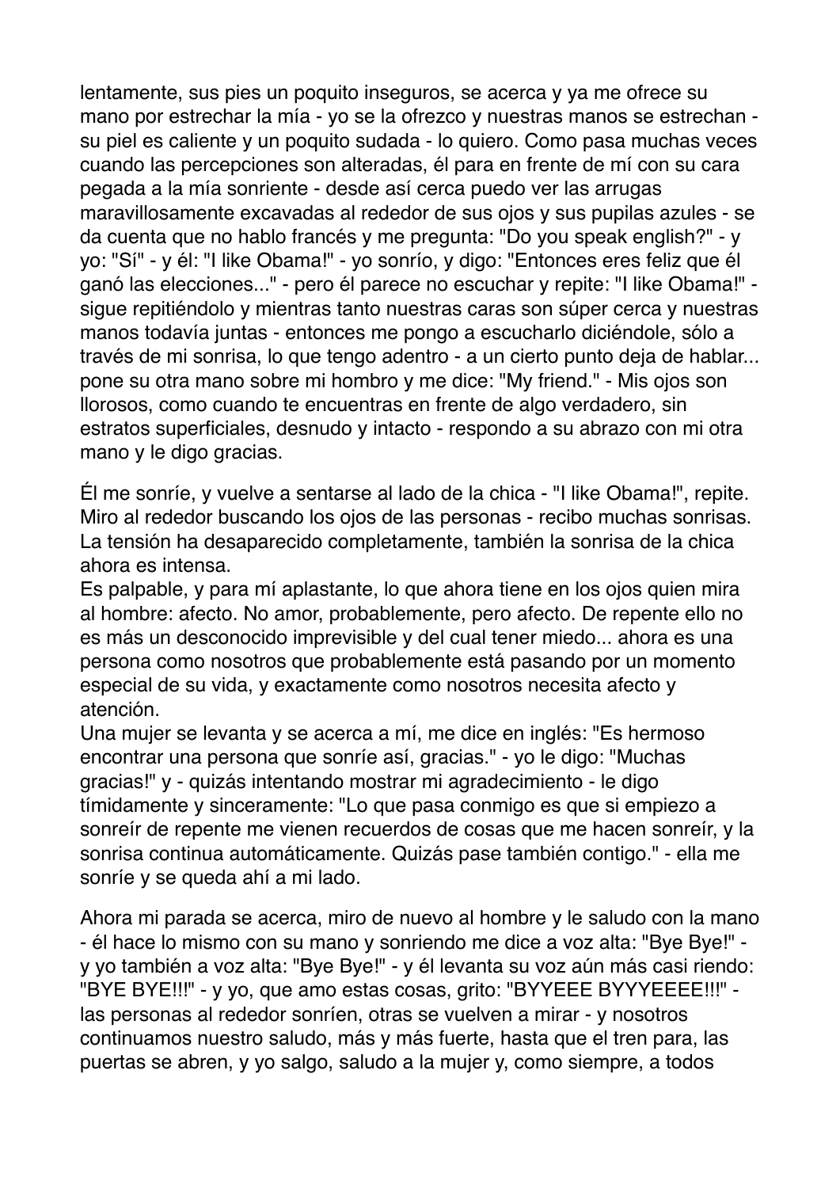lentamente, sus pies un poquito inseguros, se acerca y ya me ofrece su mano por estrechar la mía - yo se la ofrezco y nuestras manos se estrechan - su piel es caliente y un poquito sudada - lo quiero. Como pasa muchas veces cuando las percepciones son alteradas, él para en frente de mí con su cara pegada a la mía sonriente - desde así cerca puedo ver las arrugas maravillosamente excavadas al rededor de sus ojos y sus pupilas azules - se da cuenta que no hablo francés y me pregunta: "Do you speak english?" - y yo: "Sí" - y él: "I like Obama!" - yo sonrío, y digo: "Entonces eres feliz que él ganó las elecciones..." - pero él parece no escuchar y repite: "I like Obama!" - sigue repitiéndolo y mientras tanto nuestras caras son súper cerca y nuestras manos todavía juntas - entonces me pongo a escucharlo diciéndole, sólo a través de mi sonrisa, lo que tengo adentro - a un cierto punto deja de hablar... pone su otra mano sobre mi hombro y me dice: "My friend." - Mis ojos son llorosos, como cuando te encuentras en frente de algo verdadero, sin estratos superficiales, desnudo y intacto - respondo a su abrazo con mi otra mano y le digo gracias.

Él me sonríe, y vuelve a sentarse al lado de la chica - "I like Obama!", repite. Miro al rededor buscando los ojos de las personas - recibo muchas sonrisas. La tensión ha desaparecido completamente, también la sonrisa de la chica ahora es intensa.
Es palpable, y para mí aplastante, lo que ahora tiene en los ojos quien mira al hombre: afecto. No amor, probablemente, pero afecto. De repente ello no es más un desconocido imprevisible y del cual tener miedo... ahora es una persona como nosotros que probablemente está pasando por un momento especial de su vida, y exactamente como nosotros necesita afecto y atención.
Una mujer se levanta y se acerca a mí, me dice en inglés: "Es hermoso encontrar una persona que sonríe así, gracias." - yo le digo: "Muchas gracias!" y - quizás intentando mostrar mi agradecimiento - le digo tímidamente y sinceramente: "Lo que pasa conmigo es que si empiezo a sonreír de repente me vienen recuerdos de cosas que me hacen sonreír, y la sonrisa continua automáticamente. Quizás pase también contigo." - ella me sonríe y se queda ahí a mi lado.

Ahora mi parada se acerca, miro de nuevo al hombre y le saludo con la mano - él hace lo mismo con su mano y sonriendo me dice a voz alta: "Bye Bye!" - y yo también a voz alta: "Bye Bye!" - y él levanta su voz aún más casi riendo: "BYE BYE!!!" - y yo, que amo estas cosas, grito: "BYYEEE BYYYEEEE!!!" - las personas al rededor sonríen, otras se vuelven a mirar - y nosotros continuamos nuestro saludo, más y más fuerte, hasta que el tren para, las puertas se abren, y yo salgo, saludo a la mujer y, como siempre, a todos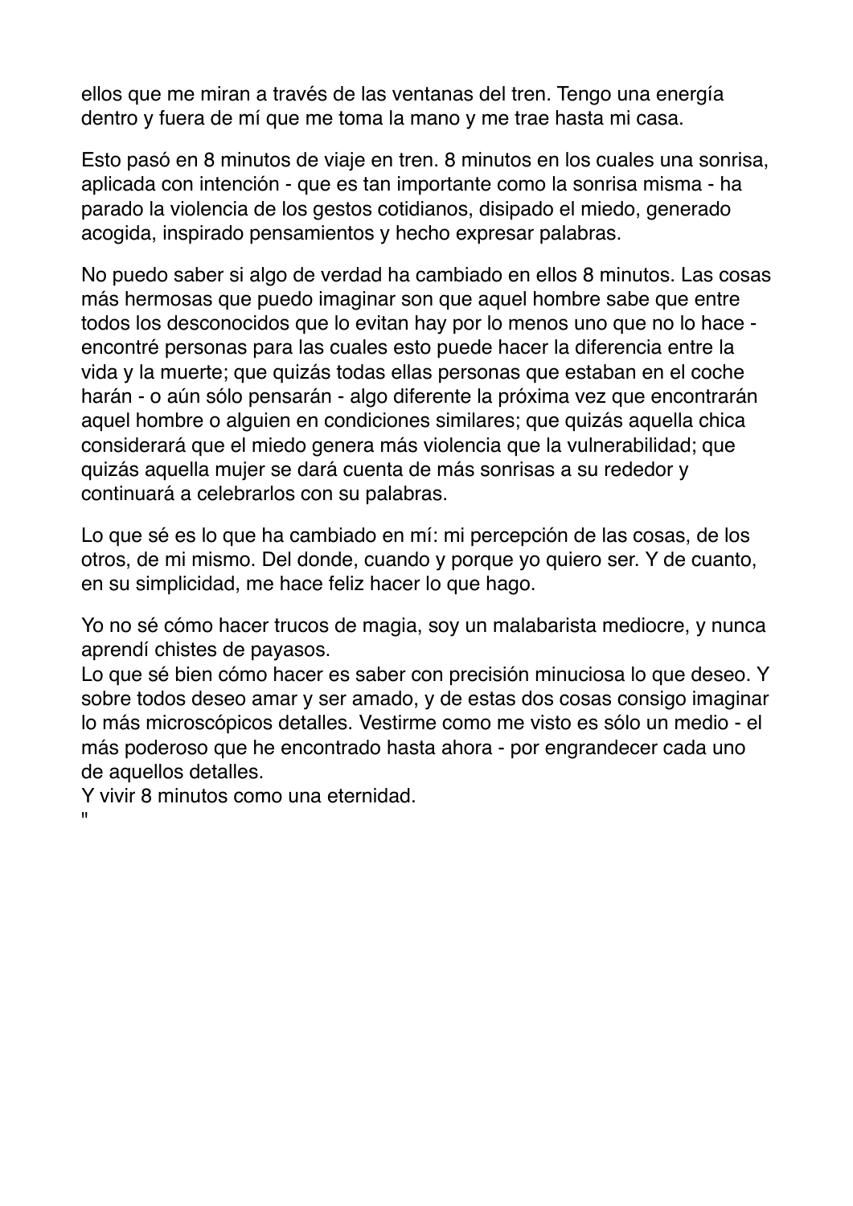ellos que me miran a través de las ventanas del tren. Tengo una energía dentro y fuera de mí que me toma la mano y me trae hasta mi casa.

Esto pasó en 8 minutos de viaje en tren. 8 minutos en los cuales una sonrisa, aplicada con intención - que es tan importante como la sonrisa misma - ha parado la violencia de los gestos cotidianos, disipado el miedo, generado acogida, inspirado pensamientos y hecho expresar palabras.

No puedo saber si algo de verdad ha cambiado en ellos 8 minutos. Las cosas más hermosas que puedo imaginar son que aquel hombre sabe que entre todos los desconocidos que lo evitan hay por lo menos uno que no lo hace - encontré personas para las cuales esto puede hacer la diferencia entre la vida y la muerte; que quizás todas ellas personas que estaban en el coche harán - o aún sólo pensarán - algo diferente la próxima vez que encontrarán aquel hombre o alguien en condiciones similares; que quizás aquella chica considerará que el miedo genera más violencia que la vulnerabilidad; que quizás aquella mujer se dará cuenta de más sonrisas a su rededor y continuará a celebrarlos con su palabras.

Lo que sé es lo que ha cambiado en mí: mi percepción de las cosas, de los otros, de mi mismo. Del donde, cuando y porque yo quiero ser. Y de cuanto, en su simplicidad, me hace feliz hacer lo que hago.

Yo no sé cómo hacer trucos de magia, soy un malabarista mediocre, y nunca aprendí chistes de payasos.
Lo que sé bien cómo hacer es saber con precisión minuciosa lo que deseo. Y sobre todos deseo amar y ser amado, y de estas dos cosas consigo imaginar lo más microscópicos detalles. Vestirme como me visto es sólo un medio - el más poderoso que he encontrado hasta ahora - por engrandecer cada uno de aquellos detalles.
Y vivir 8 minutos como una eternidad.
"